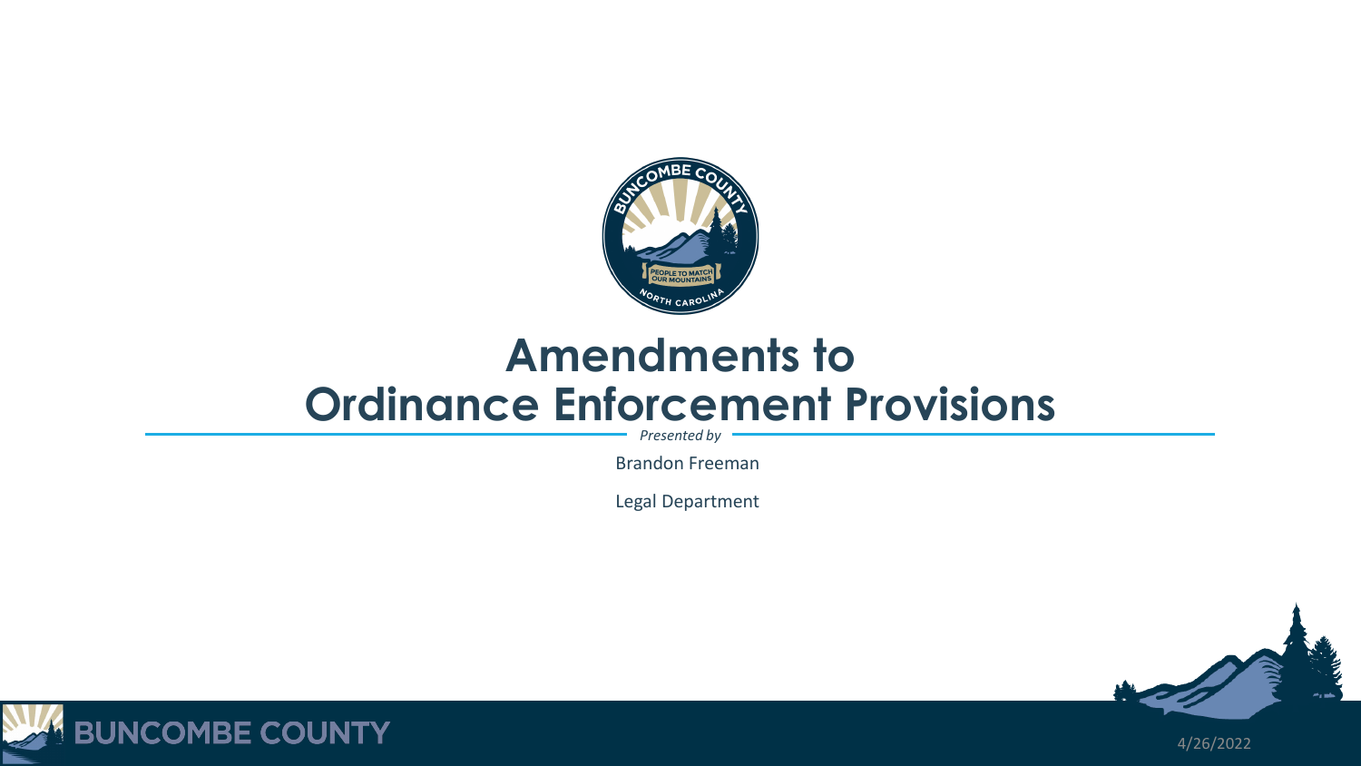# Amendments to Ordinance Enforcement Provisions

*Presented by*

Brandon Freeman

Legal Department

4/26/2022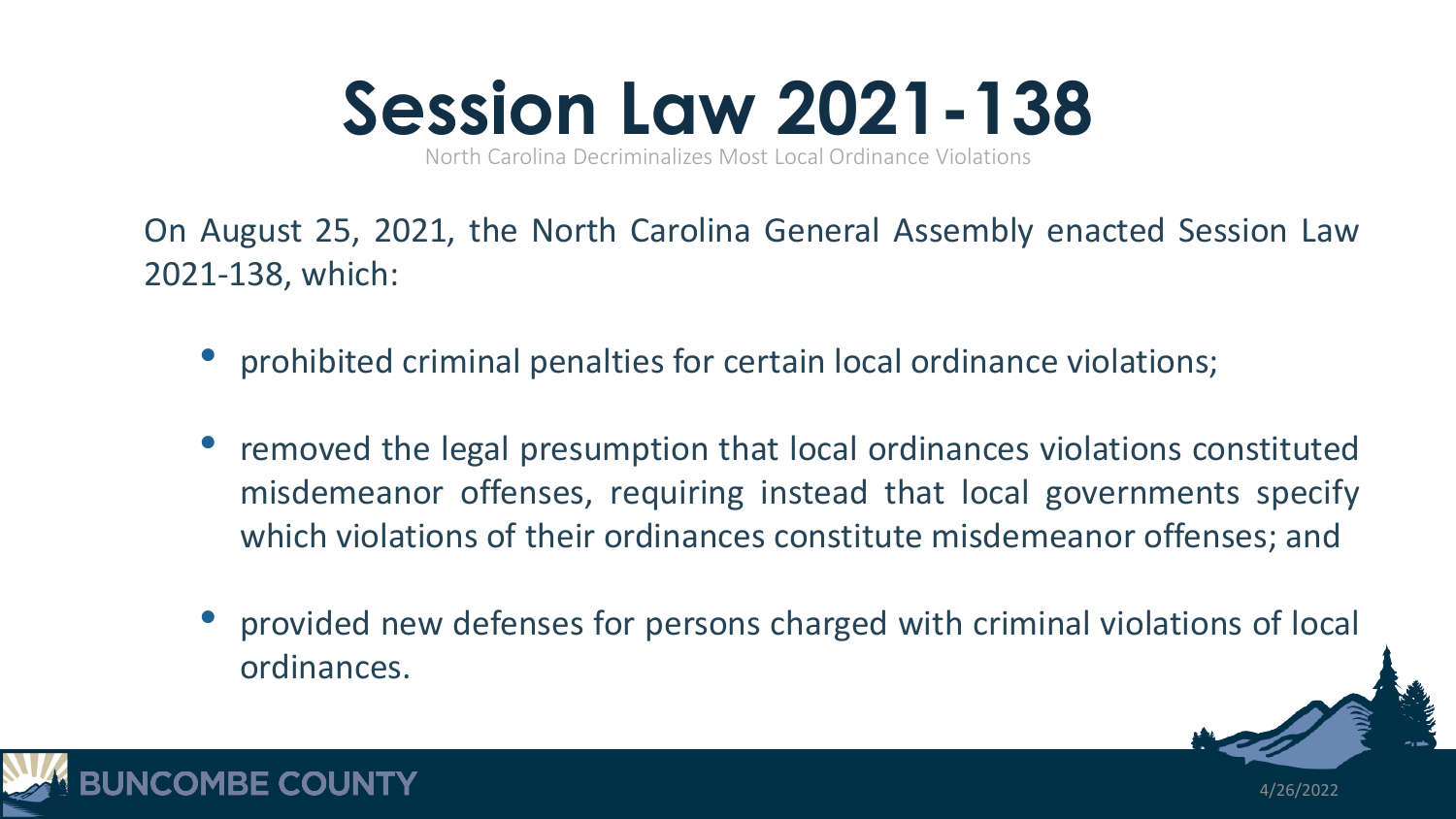# Session Law 2021-138

North Carolina Decriminalizes Most Local Ordinance Violations

On August 25, 2021, the North Carolina General Assembly enacted Session Law 2021-138, which:

- prohibited criminal penalties for certain local ordinance violations;
- removed the legal presumption that local ordinances violations constituted misdemeanor offenses, requiring instead that local governments specify which violations of their ordinances constitute misdemeanor offenses; and
- provided new defenses for persons charged with criminal violations of local ordinances.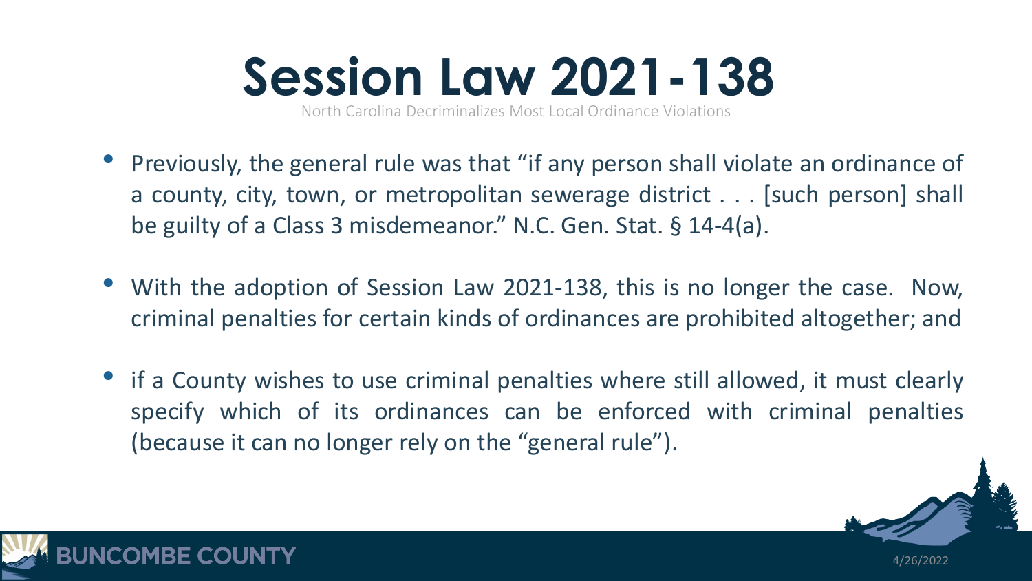# Session Law 2021-138

North Carolina Decriminalizes Most Local Ordinance Violations

- Previously, the general rule was that "if any person shall violate an ordinance of a county, city, town, or metropolitan sewerage district . . . [such person] shall be guilty of a Class 3 misdemeanor." N.C. Gen. Stat. § 14-4(a).
- With the adoption of Session Law 2021-138, this is no longer the case. Now, criminal penalties for certain kinds of ordinances are prohibited altogether; and
- if a County wishes to use criminal penalties where still allowed, it must clearly specify which of its ordinances can be enforced with criminal penalties (because it can no longer rely on the "general rule").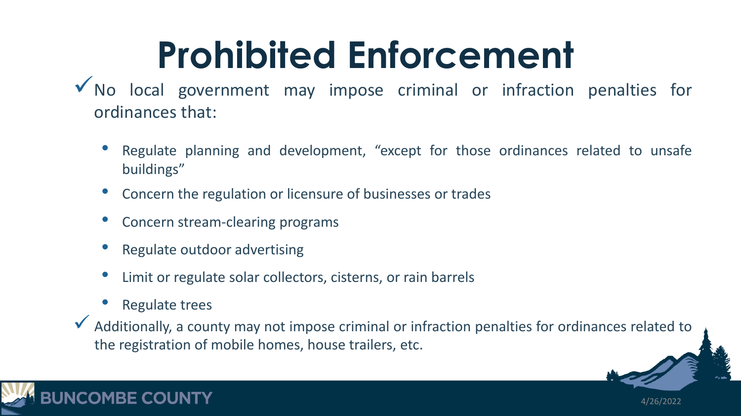# Prohibited Enforcement

- ✓ No local government may impose criminal or infraction penalties for ordinances that:
  - Regulate planning and development, "except for those ordinances related to unsafe buildings"
  - Concern the regulation or licensure of businesses or trades
  - Concern stream-clearing programs
  - Regulate outdoor advertising
  - Limit or regulate solar collectors, cisterns, or rain barrels
  - Regulate trees
- ✓ Additionally, a county may not impose criminal or infraction penalties for ordinances related to the registration of mobile homes, house trailers, etc.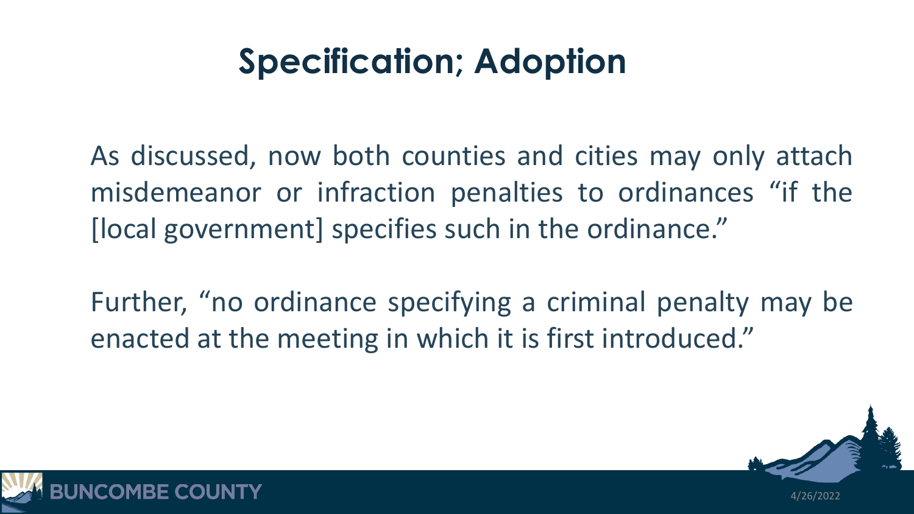# Specification; Adoption

As discussed, now both counties and cities may only attach misdemeanor or infraction penalties to ordinances "if the [local government] specifies such in the ordinance."

Further, "no ordinance specifying a criminal penalty may be enacted at the meeting in which it is first introduced."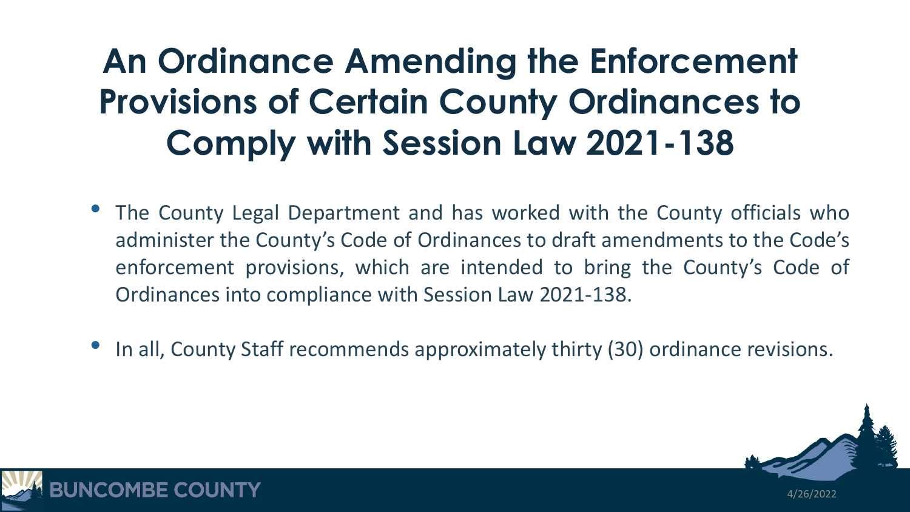# An Ordinance Amending the Enforcement Provisions of Certain County Ordinances to Comply with Session Law 2021-138

- The County Legal Department and has worked with the County officials who administer the County's Code of Ordinances to draft amendments to the Code's enforcement provisions, which are intended to bring the County's Code of Ordinances into compliance with Session Law 2021-138.
- In all, County Staff recommends approximately thirty (30) ordinance revisions.